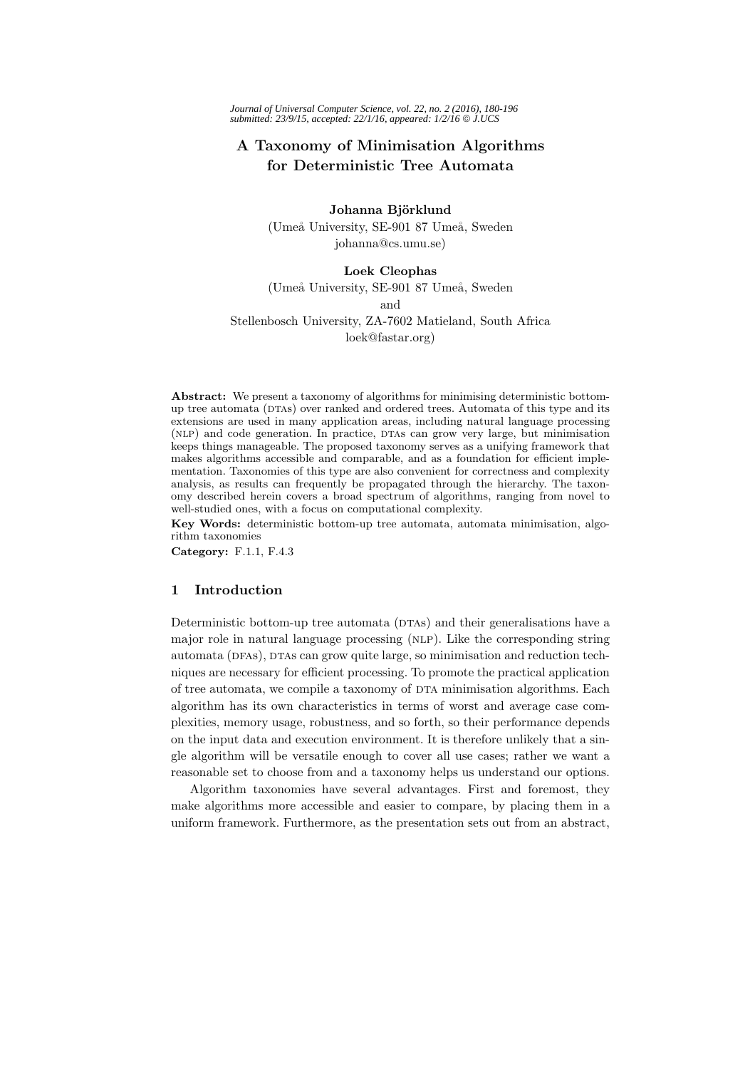# A Taxonomy of Minimisation Algorithms for Deterministic Tree Automata

**Johanna Björklund**
(Umeå University, SE-901 87 Umeå, Sweden
johanna@cs.umu.se)

**Loek Cleophas**
(Umeå University, SE-901 87 Umeå, Sweden
and
Stellenbosch University, ZA-7602 Matieland, South Africa
loek@fastar.org)

**Abstract:** We present a taxonomy of algorithms for minimising deterministic bottom-up tree automata (DTAs) over ranked and ordered trees. Automata of this type and its extensions are used in many application areas, including natural language processing (NLP) and code generation. In practice, DTAs can grow very large, but minimisation keeps things manageable. The proposed taxonomy serves as a unifying framework that makes algorithms accessible and comparable, and as a foundation for efficient implementation. Taxonomies of this type are also convenient for correctness and complexity analysis, as results can frequently be propagated through the hierarchy. The taxonomy described herein covers a broad spectrum of algorithms, ranging from novel to well-studied ones, with a focus on computational complexity.

**Key Words:** deterministic bottom-up tree automata, automata minimisation, algorithm taxonomies

**Category:** F.1.1, F.4.3

## 1 Introduction

Deterministic bottom-up tree automata (DTAs) and their generalisations have a major role in natural language processing (NLP). Like the corresponding string automata (DFAs), DTAs can grow quite large, so minimisation and reduction techniques are necessary for efficient processing. To promote the practical application of tree automata, we compile a taxonomy of DTA minimisation algorithms. Each algorithm has its own characteristics in terms of worst and average case complexities, memory usage, robustness, and so forth, so their performance depends on the input data and execution environment. It is therefore unlikely that a single algorithm will be versatile enough to cover all use cases; rather we want a reasonable set to choose from and a taxonomy helps us understand our options.

Algorithm taxonomies have several advantages. First and foremost, they make algorithms more accessible and easier to compare, by placing them in a uniform framework. Furthermore, as the presentation sets out from an abstract,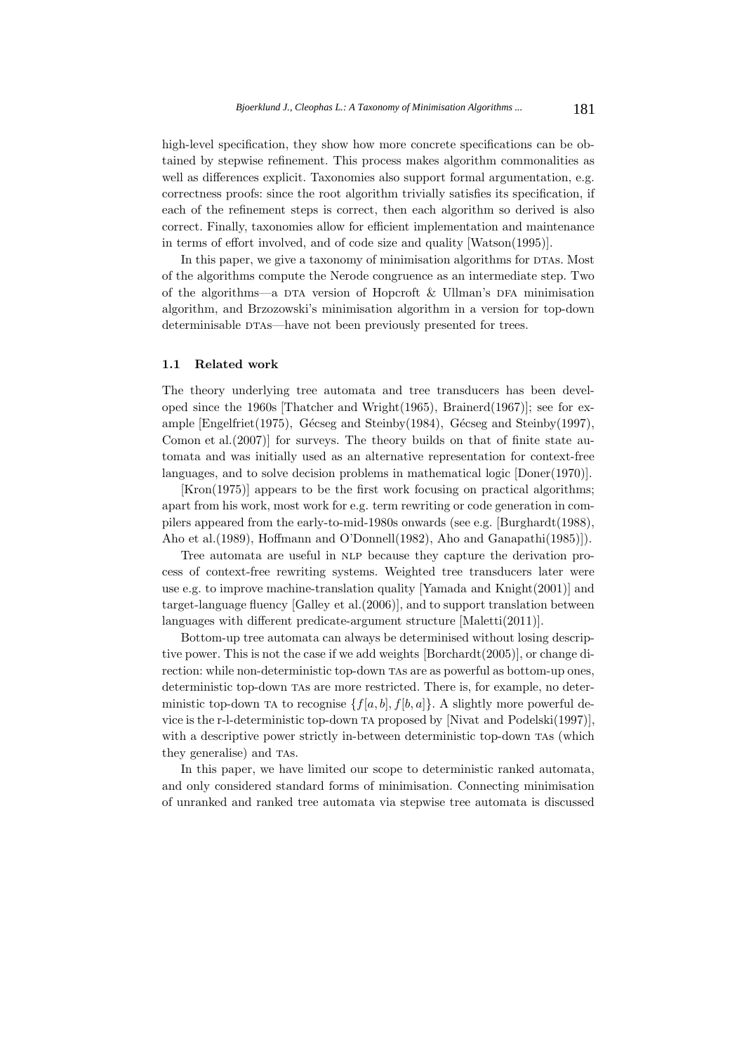high-level specification, they show how more concrete specifications can be obtained by stepwise refinement. This process makes algorithm commonalities as well as differences explicit. Taxonomies also support formal argumentation, e.g. correctness proofs: since the root algorithm trivially satisfies its specification, if each of the refinement steps is correct, then each algorithm so derived is also correct. Finally, taxonomies allow for efficient implementation and maintenance in terms of effort involved, and of code size and quality [Watson(1995)].

In this paper, we give a taxonomy of minimisation algorithms for DTAs. Most of the algorithms compute the Nerode congruence as an intermediate step. Two of the algorithms—a DTA version of Hopcroft & Ullman's DFA minimisation algorithm, and Brzozowski's minimisation algorithm in a version for top-down determinisable DTAs—have not been previously presented for trees.

### 1.1 Related work

The theory underlying tree automata and tree transducers has been developed since the 1960s [Thatcher and Wright(1965), Brainerd(1967)]; see for example [Engelfriet(1975), Gécseg and Steinby(1984), Gécseg and Steinby(1997), Comon et al.(2007)] for surveys. The theory builds on that of finite state automata and was initially used as an alternative representation for context-free languages, and to solve decision problems in mathematical logic [Doner(1970)].

[Kron(1975)] appears to be the first work focusing on practical algorithms; apart from his work, most work for e.g. term rewriting or code generation in compilers appeared from the early-to-mid-1980s onwards (see e.g. [Burghardt(1988), Aho et al.(1989), Hoffmann and O'Donnell(1982), Aho and Ganapathi(1985)]).

Tree automata are useful in NLP because they capture the derivation process of context-free rewriting systems. Weighted tree transducers later were use e.g. to improve machine-translation quality [Yamada and Knight(2001)] and target-language fluency [Galley et al.(2006)], and to support translation between languages with different predicate-argument structure [Maletti(2011)].

Bottom-up tree automata can always be determinised without losing descriptive power. This is not the case if we add weights [Borchardt(2005)], or change direction: while non-deterministic top-down TAs are as powerful as bottom-up ones, deterministic top-down TAs are more restricted. There is, for example, no deterministic top-down TA to recognise $\{f[a,b], f[b,a]\}$. A slightly more powerful device is the r-l-deterministic top-down TA proposed by [Nivat and Podelski(1997)], with a descriptive power strictly in-between deterministic top-down TAs (which they generalise) and TAs.

In this paper, we have limited our scope to deterministic ranked automata, and only considered standard forms of minimisation. Connecting minimisation of unranked and ranked tree automata via stepwise tree automata is discussed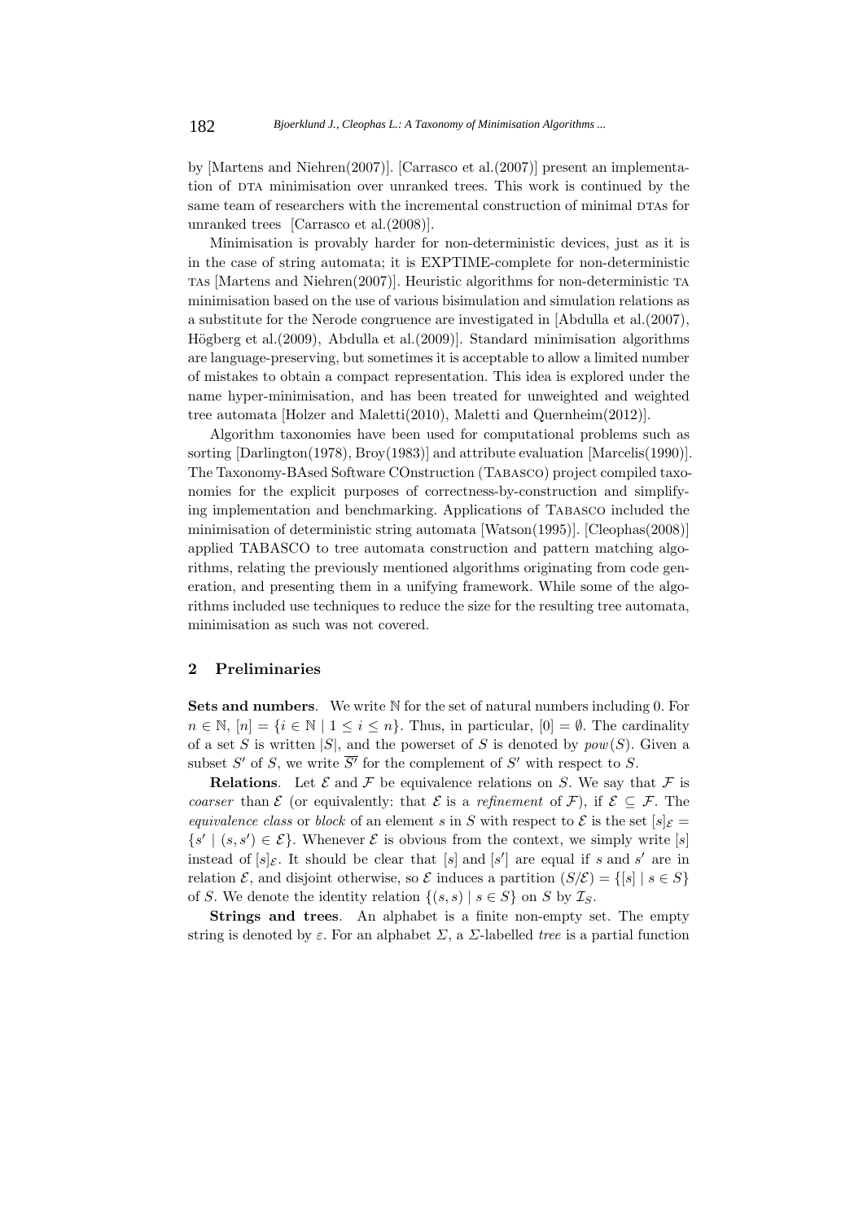by [Martens and Niehren(2007)]. [Carrasco et al.(2007)] present an implementation of DTA minimisation over unranked trees. This work is continued by the same team of researchers with the incremental construction of minimal DTAs for unranked trees [Carrasco et al.(2008)].

Minimisation is provably harder for non-deterministic devices, just as it is in the case of string automata; it is EXPTIME-complete for non-deterministic TAs [Martens and Niehren(2007)]. Heuristic algorithms for non-deterministic TA minimisation based on the use of various bisimulation and simulation relations as a substitute for the Nerode congruence are investigated in [Abdulla et al.(2007), Högberg et al.(2009), Abdulla et al.(2009)]. Standard minimisation algorithms are language-preserving, but sometimes it is acceptable to allow a limited number of mistakes to obtain a compact representation. This idea is explored under the name hyper-minimisation, and has been treated for unweighted and weighted tree automata [Holzer and Maletti(2010), Maletti and Quernheim(2012)].

Algorithm taxonomies have been used for computational problems such as sorting [Darlington(1978), Broy(1983)] and attribute evaluation [Marcelis(1990)]. The Taxonomy-BAsed Software COnstruction (TABASCO) project compiled taxonomies for the explicit purposes of correctness-by-construction and simplifying implementation and benchmarking. Applications of TABASCO included the minimisation of deterministic string automata [Watson(1995)]. [Cleophas(2008)] applied TABASCO to tree automata construction and pattern matching algorithms, relating the previously mentioned algorithms originating from code generation, and presenting them in a unifying framework. While some of the algorithms included use techniques to reduce the size for the resulting tree automata, minimisation as such was not covered.

## 2 Preliminaries

**Sets and numbers**. We write $\mathbb{N}$ for the set of natural numbers including 0. For $n \in \mathbb{N}$, $[n] = \{i \in \mathbb{N} \mid 1 \leq i \leq n\}$. Thus, in particular, $[0] = \emptyset$. The cardinality of a set $S$ is written $|S|$, and the powerset of $S$ is denoted by $pow(S)$. Given a subset $S'$ of $S$, we write $\overline{S'}$ for the complement of $S'$ with respect to $S$.

**Relations**. Let $\mathcal{E}$ and $\mathcal{F}$ be equivalence relations on $S$. We say that $\mathcal{F}$ is *coarser* than $\mathcal{E}$ (or equivalently: that $\mathcal{E}$ is a *refinement* of $\mathcal{F}$), if $\mathcal{E} \subseteq \mathcal{F}$. The *equivalence class* or *block* of an element $s$ in $S$ with respect to $\mathcal{E}$ is the set $[s]_{\mathcal{E}} = \{s' \mid (s, s') \in \mathcal{E}\}$. Whenever $\mathcal{E}$ is obvious from the context, we simply write $[s]$ instead of $[s]_{\mathcal{E}}$. It should be clear that $[s]$ and $[s']$ are equal if $s$ and $s'$ are in relation $\mathcal{E}$, and disjoint otherwise, so $\mathcal{E}$ induces a partition $(S/\mathcal{E}) = \{[s] \mid s \in S\}$ of $S$. We denote the identity relation $\{(s, s) \mid s \in S\}$ on $S$ by $\mathcal{I}_S$.

**Strings and trees**. An alphabet is a finite non-empty set. The empty string is denoted by $\varepsilon$. For an alphabet $\Sigma$, a $\Sigma$-labelled *tree* is a partial function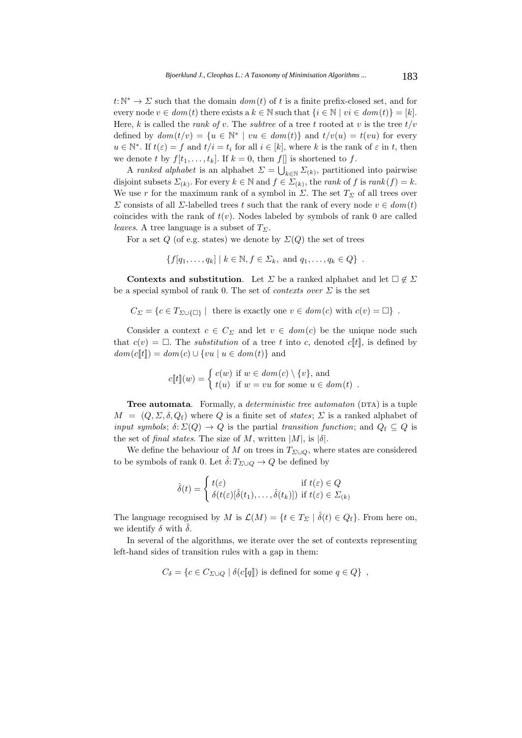$t\colon \mathbb{N}^* \to \Sigma$ such that the domain $dom(t)$ of $t$ is a finite prefix-closed set, and for every node $v \in dom(t)$ there exists a $k \in \mathbb{N}$ such that $\{i \in \mathbb{N} \mid vi \in dom(t)\} = [k]$. Here, $k$ is called the *rank of* $v$. The *subtree* of a tree $t$ rooted at $v$ is the tree $t/v$ defined by $dom(t/v) = \{u \in \mathbb{N}^* \mid vu \in dom(t)\}$ and $t/v(u) = t(vu)$ for every $u \in \mathbb{N}^*$. If $t(\varepsilon) = f$ and $t/i = t_i$ for all $i \in [k]$, where $k$ is the rank of $\varepsilon$ in $t$, then we denote $t$ by $f[t_1, \ldots, t_k]$. If $k = 0$, then $f[]$ is shortened to $f$.

A *ranked alphabet* is an alphabet $\Sigma = \bigcup_{k \in \mathbb{N}} \Sigma_{(k)}$, partitioned into pairwise disjoint subsets $\Sigma_{(k)}$. For every $k \in \mathbb{N}$ and $f \in \Sigma_{(k)}$, the *rank* of $f$ is $rank(f) = k$. We use $r$ for the maximum rank of a symbol in $\Sigma$. The set $T_\Sigma$ of all trees over $\Sigma$ consists of all $\Sigma$-labelled trees $t$ such that the rank of every node $v \in dom(t)$ coincides with the rank of $t(v)$. Nodes labeled by symbols of rank 0 are called *leaves*. A tree language is a subset of $T_\Sigma$.

For a set $Q$ (of e.g. states) we denote by $\Sigma(Q)$ the set of trees

$$\{f[q_1, \ldots, q_k] \mid k \in \mathbb{N}, f \in \Sigma_k, \text{ and } q_1, \ldots, q_k \in Q\} \enspace .$$

**Contexts and substitution**. Let $\Sigma$ be a ranked alphabet and let $\square \notin \Sigma$ be a special symbol of rank 0. The set of *contexts over* $\Sigma$ is the set

$$C_\Sigma = \{c \in T_{\Sigma \cup \{\square\}} \mid \text{ there is exactly one } v \in dom(c) \text{ with } c(v) = \square\} \enspace .$$

Consider a context $c \in C_\Sigma$ and let $v \in dom(c)$ be the unique node such that $c(v) = \square$. The *substitution* of a tree $t$ into $c$, denoted $c[\![t]\!]$, is defined by $dom(c[\![t]\!]) = dom(c) \cup \{vu \mid u \in dom(t)\}$ and

$$c[\![t]\!](w) = \begin{cases} c(w) & \text{if } w \in dom(c) \setminus \{v\}, \text{ and} \\ t(u) & \text{if } w = vu \text{ for some } u \in dom(t) \enspace . \end{cases}$$

**Tree automata**. Formally, a *deterministic tree automaton* (DTA) is a tuple $M = (Q, \Sigma, \delta, Q_\mathrm{f})$ where $Q$ is a finite set of *states*; $\Sigma$ is a ranked alphabet of *input symbols*; $\delta\colon \Sigma(Q) \to Q$ is the partial *transition function*; and $Q_\mathrm{f} \subseteq Q$ is the set of *final states*. The size of $M$, written $|M|$, is $|\delta|$.

We define the behaviour of $M$ on trees in $T_{\Sigma \cup Q}$, where states are considered to be symbols of rank 0. Let $\hat{\delta}\colon T_{\Sigma \cup Q} \to Q$ be defined by

$$\hat{\delta}(t) = \begin{cases} t(\varepsilon) & \text{if } t(\varepsilon) \in Q \\ \delta(t(\varepsilon)[\hat{\delta}(t_1), \ldots, \hat{\delta}(t_k)]) & \text{if } t(\varepsilon) \in \Sigma_{(k)} \end{cases}$$

The language recognised by $M$ is $\mathcal{L}(M) = \{t \in T_\Sigma \mid \hat{\delta}(t) \in Q_\mathrm{f}\}$. From here on, we identify $\delta$ with $\hat{\delta}$.

In several of the algorithms, we iterate over the set of contexts representing left-hand sides of transition rules with a gap in them:

$$C_\delta = \{c \in C_{\Sigma \cup Q} \mid \delta(c[\![q]\!]) \text{ is defined for some } q \in Q\} \enspace ,$$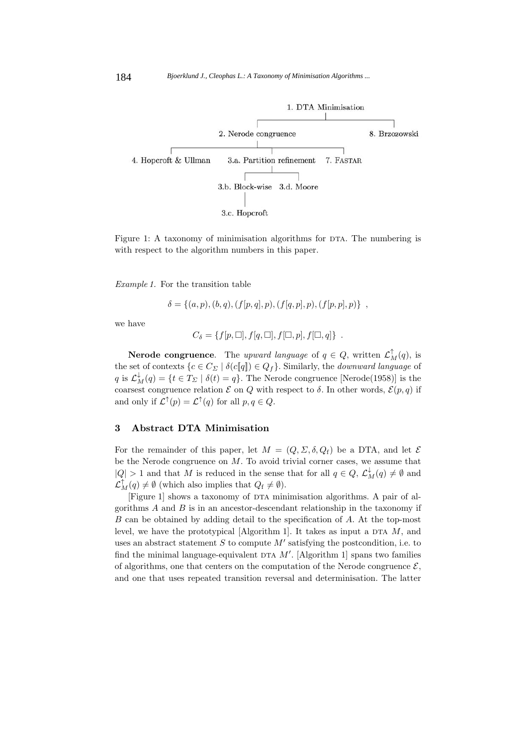1. DTA Minimisation
- 2. Nerode congruence
  - 4. Hopcroft & Ullman
  - 3.a. Partition refinement
    - 3.b. Block-wise
      - 3.c. Hopcroft
    - 3.d. Moore
  - 7. FASTAR
- 8. Brzozowski

Figure 1: A taxonomy of minimisation algorithms for DTA. The numbering is with respect to the algorithm numbers in this paper.

*Example 1.* For the transition table

$$\delta = \{(a,p),(b,q),(f[p,q],p),(f[q,p],p),(f[p,p],p)\} \enspace ,$$

we have

$$C_\delta = \{f[p,\Box], f[q,\Box], f[\Box,p], f[\Box,q]\} \enspace .$$

**Nerode congruence**. The *upward language* of $q \in Q$, written $\mathcal{L}^{\uparrow}_M(q)$, is the set of contexts $\{c \in C_\Sigma \mid \delta(c[\![q]\!]) \in Q_f\}$. Similarly, the *downward language* of $q$ is $\mathcal{L}^{\downarrow}_M(q) = \{t \in T_\Sigma \mid \delta(t) = q\}$. The Nerode congruence [Nerode(1958)] is the coarsest congruence relation $\mathcal{E}$ on $Q$ with respect to $\delta$. In other words, $\mathcal{E}(p,q)$ if and only if $\mathcal{L}^{\uparrow}(p) = \mathcal{L}^{\uparrow}(q)$ for all $p, q \in Q$.

## 3 Abstract DTA Minimisation

For the remainder of this paper, let $M = (Q, \Sigma, \delta, Q_\mathrm{f})$ be a DTA, and let $\mathcal{E}$ be the Nerode congruence on $M$. To avoid trivial corner cases, we assume that $|Q| > 1$ and that $M$ is reduced in the sense that for all $q \in Q$, $\mathcal{L}^{\downarrow}_M(q) \neq \emptyset$ and $\mathcal{L}^{\uparrow}_M(q) \neq \emptyset$ (which also implies that $Q_\mathrm{f} \neq \emptyset$).

[Figure 1] shows a taxonomy of DTA minimisation algorithms. A pair of algorithms $A$ and $B$ is in an ancestor-descendant relationship in the taxonomy if $B$ can be obtained by adding detail to the specification of $A$. At the top-most level, we have the prototypical [Algorithm 1]. It takes as input a DTA $M$, and uses an abstract statement $S$ to compute $M'$ satisfying the postcondition, i.e. to find the minimal language-equivalent DTA $M'$. [Algorithm 1] spans two families of algorithms, one that centers on the computation of the Nerode congruence $\mathcal{E}$, and one that uses repeated transition reversal and determinisation. The latter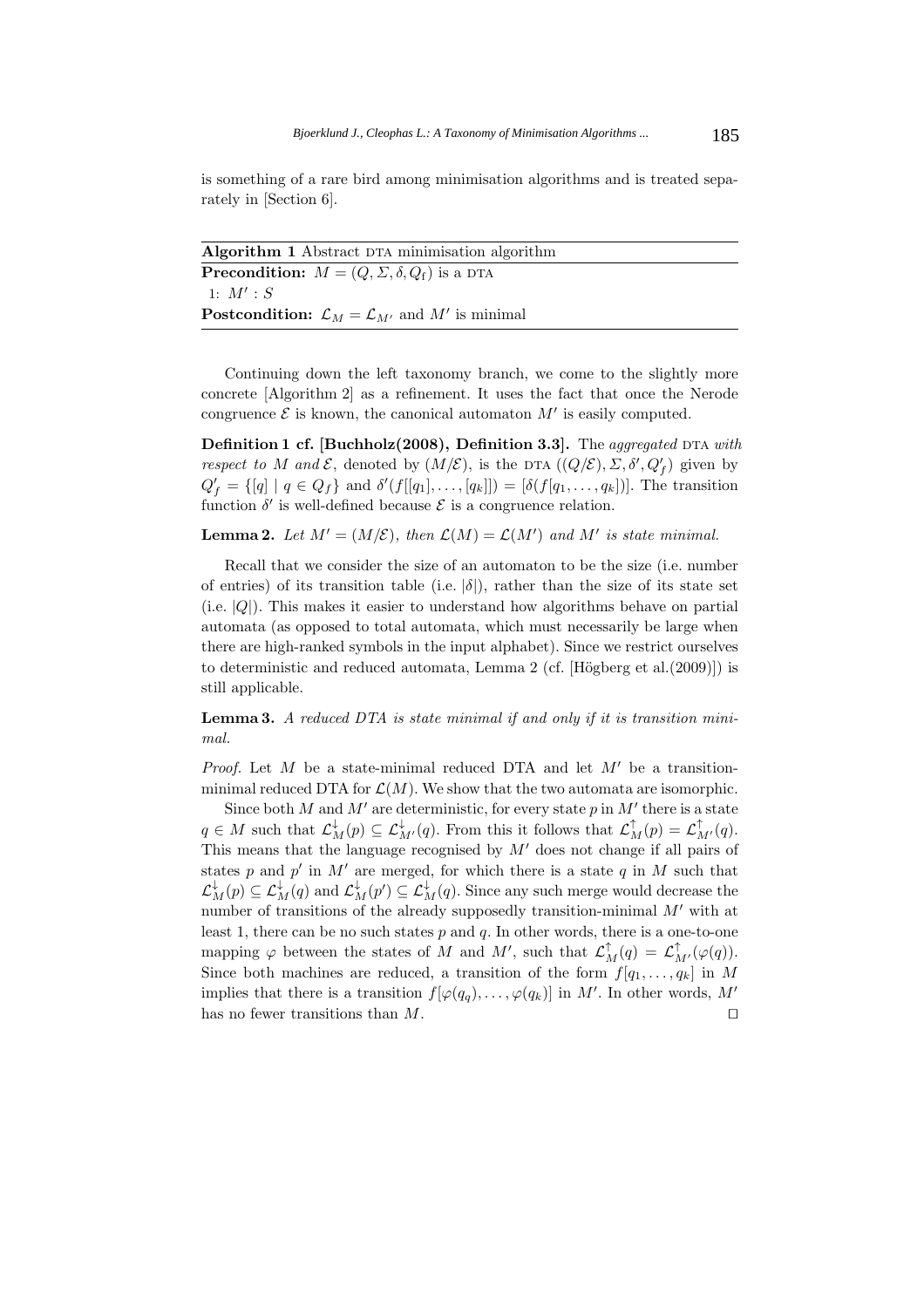is something of a rare bird among minimisation algorithms and is treated separately in [Section 6].

**Algorithm 1** Abstract DTA minimisation algorithm

**Precondition:** $M = (Q, \Sigma, \delta, Q_f)$ is a DTA

1: $M' : S$

**Postcondition:** $\mathcal{L}_M = \mathcal{L}_{M'}$ and $M'$ is minimal

Continuing down the left taxonomy branch, we come to the slightly more concrete [Algorithm 2] as a refinement. It uses the fact that once the Nerode congruence $\mathcal{E}$ is known, the canonical automaton $M'$ is easily computed.

**Definition 1 cf. [Buchholz(2008), Definition 3.3].** The *aggregated* DTA *with respect to* $M$ *and* $\mathcal{E}$, denoted by $(M/\mathcal{E})$, is the DTA $((Q/\mathcal{E}), \Sigma, \delta', Q'_f)$ given by $Q'_f = \{[q] \mid q \in Q_f\}$ and $\delta'(f[[q_1], \ldots, [q_k]]) = [\delta(f[q_1, \ldots, q_k])]$. The transition function $\delta'$ is well-defined because $\mathcal{E}$ is a congruence relation.

**Lemma 2.** *Let* $M' = (M/\mathcal{E})$*, then* $\mathcal{L}(M) = \mathcal{L}(M')$ *and* $M'$ *is state minimal.*

Recall that we consider the size of an automaton to be the size (i.e. number of entries) of its transition table (i.e. $|\delta|$), rather than the size of its state set (i.e. $|Q|$). This makes it easier to understand how algorithms behave on partial automata (as opposed to total automata, which must necessarily be large when there are high-ranked symbols in the input alphabet). Since we restrict ourselves to deterministic and reduced automata, Lemma 2 (cf. [Högberg et al.(2009)]) is still applicable.

**Lemma 3.** *A reduced DTA is state minimal if and only if it is transition minimal.*

*Proof.* Let $M$ be a state-minimal reduced DTA and let $M'$ be a transition-minimal reduced DTA for $\mathcal{L}(M)$. We show that the two automata are isomorphic.

Since both $M$ and $M'$ are deterministic, for every state $p$ in $M'$ there is a state $q \in M$ such that $\mathcal{L}^{\downarrow}_M(p) \subseteq \mathcal{L}^{\downarrow}_{M'}(q)$. From this it follows that $\mathcal{L}^{\uparrow}_M(p) = \mathcal{L}^{\uparrow}_{M'}(q)$. This means that the language recognised by $M'$ does not change if all pairs of states $p$ and $p'$ in $M'$ are merged, for which there is a state $q$ in $M$ such that $\mathcal{L}^{\downarrow}_M(p) \subseteq \mathcal{L}^{\downarrow}_M(q)$ and $\mathcal{L}^{\downarrow}_M(p') \subseteq \mathcal{L}^{\downarrow}_M(q)$. Since any such merge would decrease the number of transitions of the already supposedly transition-minimal $M'$ with at least 1, there can be no such states $p$ and $q$. In other words, there is a one-to-one mapping $\varphi$ between the states of $M$ and $M'$, such that $\mathcal{L}^{\uparrow}_M(q) = \mathcal{L}^{\uparrow}_{M'}(\varphi(q))$. Since both machines are reduced, a transition of the form $f[q_1, \ldots, q_k]$ in $M$ implies that there is a transition $f[\varphi(q_q), \ldots, \varphi(q_k)]$ in $M'$. In other words, $M'$ has no fewer transitions than $M$. ◻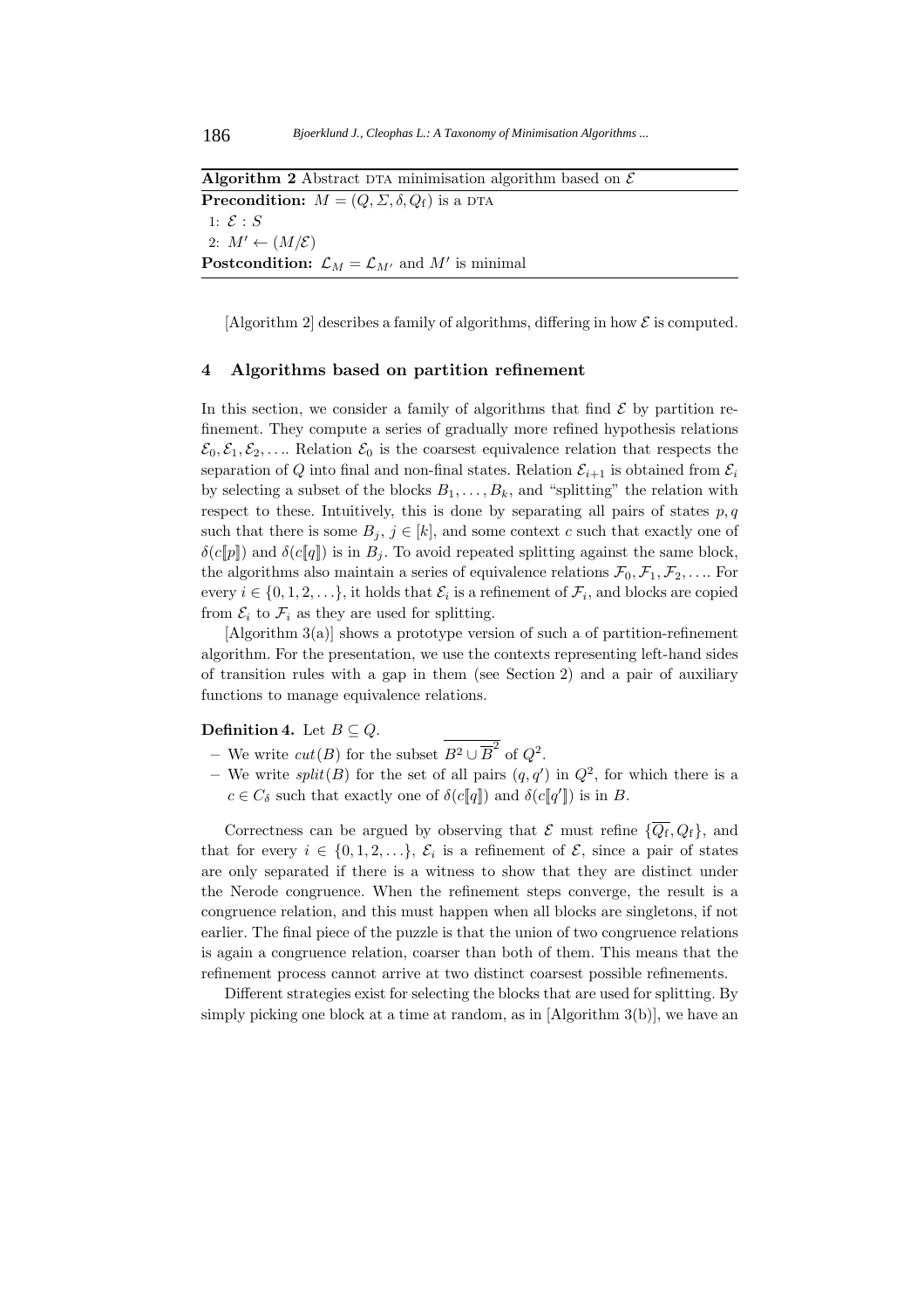**Algorithm 2** Abstract DTA minimisation algorithm based on $\mathcal{E}$

**Precondition:** $M = (Q, \Sigma, \delta, Q_\mathrm{f})$ is a DTA

1: $\mathcal{E} : S$

2: $M' \leftarrow (M/\mathcal{E})$

**Postcondition:** $\mathcal{L}_M = \mathcal{L}_{M'}$ and $M'$ is minimal

[Algorithm 2] describes a family of algorithms, differing in how $\mathcal{E}$ is computed.

## 4 Algorithms based on partition refinement

In this section, we consider a family of algorithms that find $\mathcal{E}$ by partition refinement. They compute a series of gradually more refined hypothesis relations $\mathcal{E}_0, \mathcal{E}_1, \mathcal{E}_2, \ldots$. Relation $\mathcal{E}_0$ is the coarsest equivalence relation that respects the separation of $Q$ into final and non-final states. Relation $\mathcal{E}_{i+1}$ is obtained from $\mathcal{E}_i$ by selecting a subset of the blocks $B_1, \ldots, B_k$, and "splitting" the relation with respect to these. Intuitively, this is done by separating all pairs of states $p, q$ such that there is some $B_j$, $j \in [k]$, and some context $c$ such that exactly one of $\delta(c[\![p]\!])$ and $\delta(c[\![q]\!])$ is in $B_j$. To avoid repeated splitting against the same block, the algorithms also maintain a series of equivalence relations $\mathcal{F}_0, \mathcal{F}_1, \mathcal{F}_2, \ldots$. For every $i \in \{0, 1, 2, \ldots\}$, it holds that $\mathcal{E}_i$ is a refinement of $\mathcal{F}_i$, and blocks are copied from $\mathcal{E}_i$ to $\mathcal{F}_i$ as they are used for splitting.

[Algorithm 3(a)] shows a prototype version of such a of partition-refinement algorithm. For the presentation, we use the contexts representing left-hand sides of transition rules with a gap in them (see Section 2) and a pair of auxiliary functions to manage equivalence relations.

**Definition 4.** Let $B \subseteq Q$.

- We write $cut(B)$ for the subset $\overline{B^2 \cup \overline{B}^2}$ of $Q^2$.
- We write $split(B)$ for the set of all pairs $(q, q')$ in $Q^2$, for which there is a $c \in C_\delta$ such that exactly one of $\delta(c[\![q]\!])$ and $\delta(c[\![q']\!])$ is in $B$.

Correctness can be argued by observing that $\mathcal{E}$ must refine $\{\overline{Q_\mathrm{f}}, Q_\mathrm{f}\}$, and that for every $i \in \{0, 1, 2, \ldots\}$, $\mathcal{E}_i$ is a refinement of $\mathcal{E}$, since a pair of states are only separated if there is a witness to show that they are distinct under the Nerode congruence. When the refinement steps converge, the result is a congruence relation, and this must happen when all blocks are singletons, if not earlier. The final piece of the puzzle is that the union of two congruence relations is again a congruence relation, coarser than both of them. This means that the refinement process cannot arrive at two distinct coarsest possible refinements.

Different strategies exist for selecting the blocks that are used for splitting. By simply picking one block at a time at random, as in [Algorithm 3(b)], we have an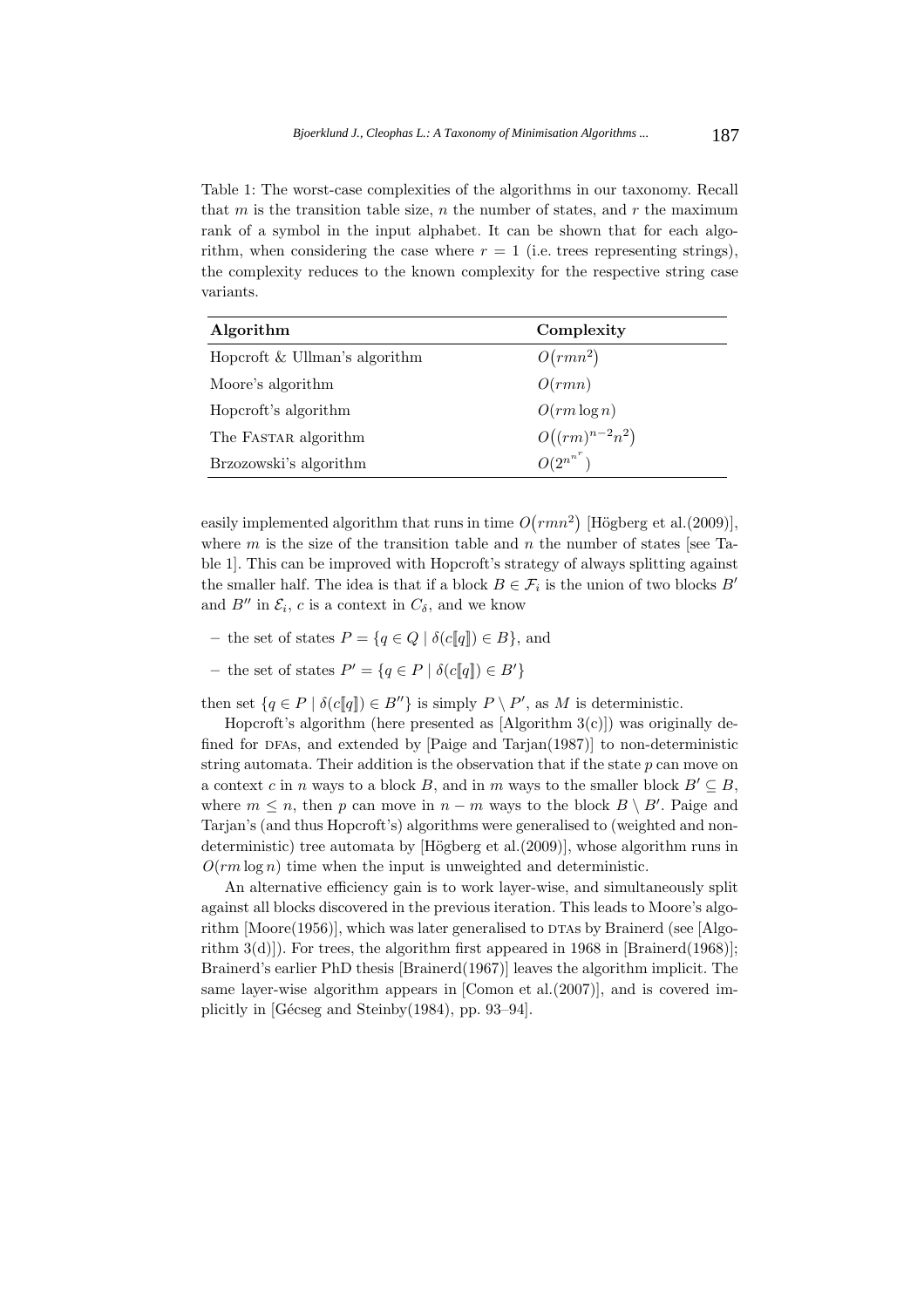Table 1: The worst-case complexities of the algorithms in our taxonomy. Recall that $m$ is the transition table size, $n$ the number of states, and $r$ the maximum rank of a symbol in the input alphabet. It can be shown that for each algorithm, when considering the case where $r = 1$ (i.e. trees representing strings), the complexity reduces to the known complexity for the respective string case variants.

| **Algorithm** | **Complexity** |
|---|---|
| Hopcroft & Ullman's algorithm | $O(rmn^2)$ |
| Moore's algorithm | $O(rmn)$ |
| Hopcroft's algorithm | $O(rm \log n)$ |
| The FASTAR algorithm | $O((rm)^{n-2}n^2)$ |
| Brzozowski's algorithm | $O(2^{n^{n^r}})$ |

easily implemented algorithm that runs in time $O(rmn^2)$ [Högberg et al.(2009)], where $m$ is the size of the transition table and $n$ the number of states [see Table 1]. This can be improved with Hopcroft's strategy of always splitting against the smaller half. The idea is that if a block $B \in \mathcal{F}_i$ is the union of two blocks $B'$ and $B''$ in $\mathcal{E}_i$, $c$ is a context in $C_\delta$, and we know

- the set of states $P = \{q \in Q \mid \delta(c[\![q]\!]) \in B\}$, and
- the set of states $P' = \{q \in P \mid \delta(c[\![q]\!]) \in B'\}$

then set $\{q \in P \mid \delta(c[\![q]\!]) \in B''\}$ is simply $P \setminus P'$, as $M$ is deterministic.

Hopcroft's algorithm (here presented as [Algorithm 3(c)]) was originally defined for DFAs, and extended by [Paige and Tarjan(1987)] to non-deterministic string automata. Their addition is the observation that if the state $p$ can move on a context $c$ in $n$ ways to a block $B$, and in $m$ ways to the smaller block $B' \subseteq B$, where $m \leq n$, then $p$ can move in $n - m$ ways to the block $B \setminus B'$. Paige and Tarjan's (and thus Hopcroft's) algorithms were generalised to (weighted and non-deterministic) tree automata by [Högberg et al.(2009)], whose algorithm runs in $O(rm \log n)$ time when the input is unweighted and deterministic.

An alternative efficiency gain is to work layer-wise, and simultaneously split against all blocks discovered in the previous iteration. This leads to Moore's algorithm [Moore(1956)], which was later generalised to DTAs by Brainerd (see [Algorithm 3(d)]). For trees, the algorithm first appeared in 1968 in [Brainerd(1968)]; Brainerd's earlier PhD thesis [Brainerd(1967)] leaves the algorithm implicit. The same layer-wise algorithm appears in [Comon et al.(2007)], and is covered implicitly in [Gécseg and Steinby(1984), pp. 93–94].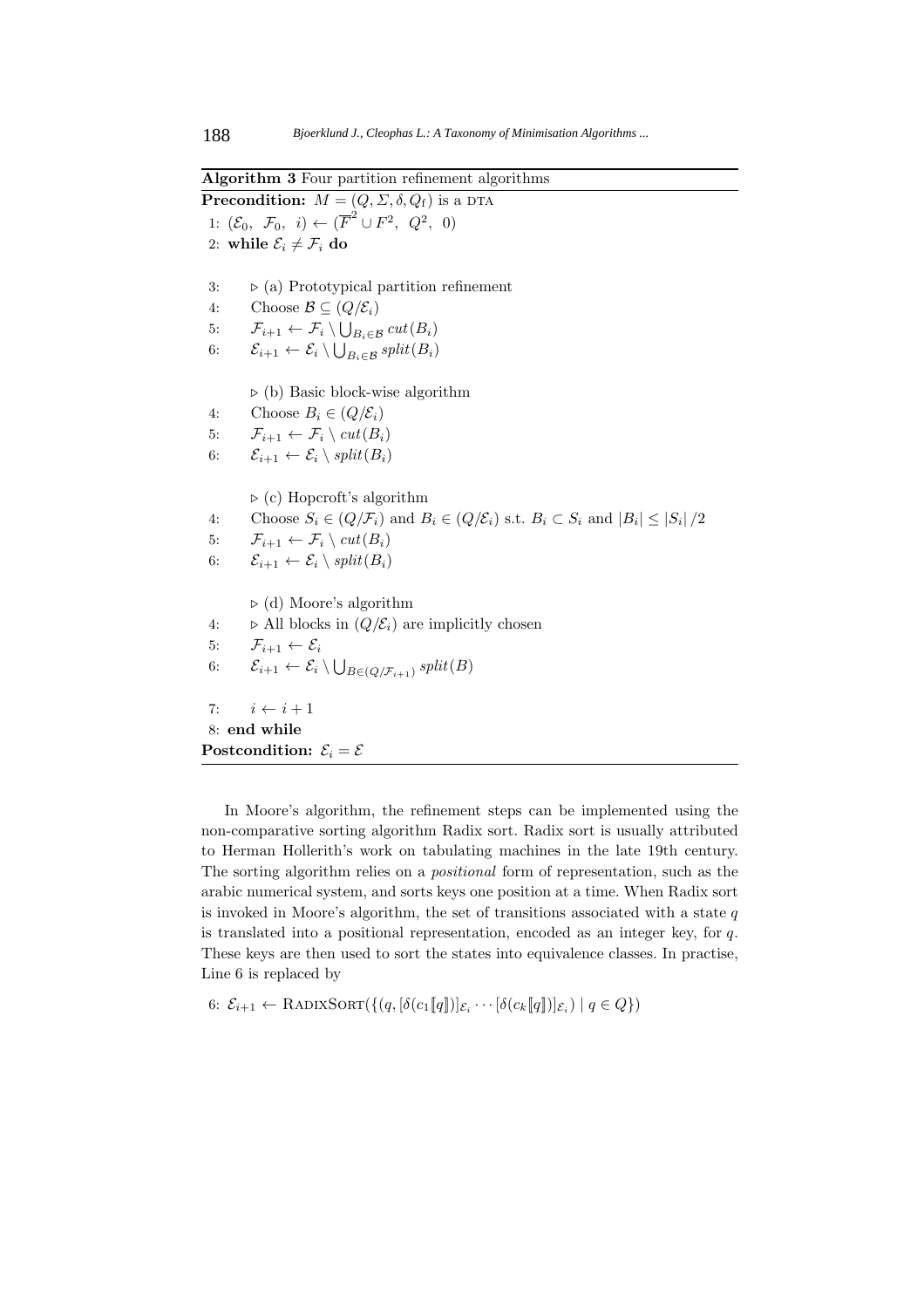**Algorithm 3** Four partition refinement algorithms

**Precondition:** $M = (Q, \Sigma, \delta, Q_\mathrm{f})$ is a DTA

1: $(\mathcal{E}_0,\ \mathcal{F}_0,\ i) \leftarrow (\overline{F}^2 \cup F^2,\ Q^2,\ 0)$

2: **while** $\mathcal{E}_i \neq \mathcal{F}_i$ **do**

3: ▷ (a) Prototypical partition refinement

4: Choose $\mathcal{B} \subseteq (Q/\mathcal{E}_i)$

5: $\mathcal{F}_{i+1} \leftarrow \mathcal{F}_i \setminus \bigcup_{B_i \in \mathcal{B}} \mathit{cut}(B_i)$

6: $\mathcal{E}_{i+1} \leftarrow \mathcal{E}_i \setminus \bigcup_{B_i \in \mathcal{B}} \mathit{split}(B_i)$

▷ (b) Basic block-wise algorithm

4: Choose $B_i \in (Q/\mathcal{E}_i)$

5: $\mathcal{F}_{i+1} \leftarrow \mathcal{F}_i \setminus \mathit{cut}(B_i)$

6: $\mathcal{E}_{i+1} \leftarrow \mathcal{E}_i \setminus \mathit{split}(B_i)$

▷ (c) Hopcroft's algorithm

4: Choose $S_i \in (Q/\mathcal{F}_i)$ and $B_i \in (Q/\mathcal{E}_i)$ s.t. $B_i \subset S_i$ and $|B_i| \leq |S_i|/2$

5: $\mathcal{F}_{i+1} \leftarrow \mathcal{F}_i \setminus \mathit{cut}(B_i)$

6: $\mathcal{E}_{i+1} \leftarrow \mathcal{E}_i \setminus \mathit{split}(B_i)$

▷ (d) Moore's algorithm

4: ▷ All blocks in $(Q/\mathcal{E}_i)$ are implicitly chosen

5: $\mathcal{F}_{i+1} \leftarrow \mathcal{E}_i$

6: $\mathcal{E}_{i+1} \leftarrow \mathcal{E}_i \setminus \bigcup_{B \in (Q/\mathcal{F}_{i+1})} \mathit{split}(B)$

7: $i \leftarrow i + 1$

8: **end while**

**Postcondition:** $\mathcal{E}_i = \mathcal{E}$

In Moore's algorithm, the refinement steps can be implemented using the non-comparative sorting algorithm Radix sort. Radix sort is usually attributed to Herman Hollerith's work on tabulating machines in the late 19th century. The sorting algorithm relies on a *positional* form of representation, such as the arabic numerical system, and sorts keys one position at a time. When Radix sort is invoked in Moore's algorithm, the set of transitions associated with a state $q$ is translated into a positional representation, encoded as an integer key, for $q$. These keys are then used to sort the states into equivalence classes. In practise, Line 6 is replaced by

6: $\mathcal{E}_{i+1} \leftarrow \textsc{RadixSort}(\{(q, [\delta(c_1[\![q]\!])]_{\mathcal{E}_i} \cdots [\delta(c_k[\![q]\!])]_{\mathcal{E}_i}) \mid q \in Q\})$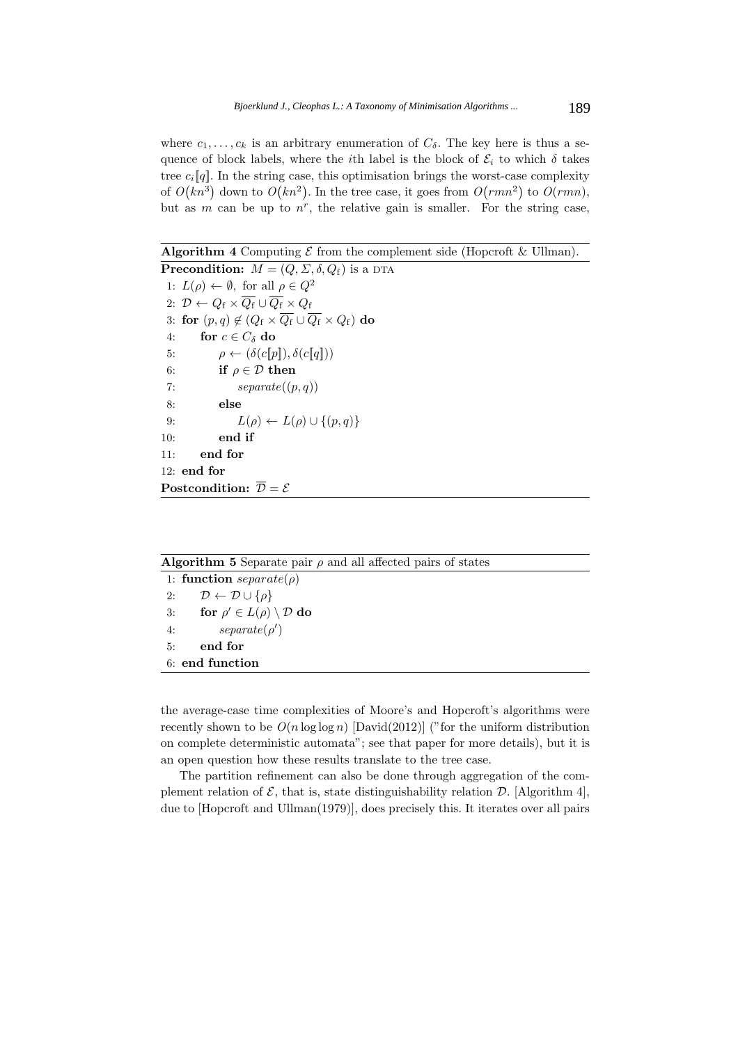where $c_1, \ldots, c_k$ is an arbitrary enumeration of $C_\delta$. The key here is thus a sequence of block labels, where the $i$th label is the block of $\mathcal{E}_i$ to which $\delta$ takes tree $c_i\llbracket q \rrbracket$. In the string case, this optimisation brings the worst-case complexity of $O(kn^3)$ down to $O(kn^2)$. In the tree case, it goes from $O(rmn^2)$ to $O(rmn)$, but as $m$ can be up to $n^r$, the relative gain is smaller. For the string case,

**Algorithm 4** Computing $\mathcal{E}$ from the complement side (Hopcroft & Ullman).

**Precondition:** $M = (Q, \Sigma, \delta, Q_\mathrm{f})$ is a DTA

```
1: L(ρ) ← ∅, for all ρ ∈ Q^2
2: D ← Q_f × ¬Q_f ∪ ¬Q_f × Q_f
3: for (p, q) ∉ (Q_f × ¬Q_f ∪ ¬Q_f × Q_f) do
4:     for c ∈ C_δ do
5:         ρ ← (δ(c⟦p⟧), δ(c⟦q⟧))
6:         if ρ ∈ D then
7:             separate((p, q))
8:         else
9:             L(ρ) ← L(ρ) ∪ {(p, q)}
10:        end if
11:    end for
12: end for
```

**Postcondition:** $\overline{\mathcal{D}} = \mathcal{E}$

**Algorithm 5** Separate pair $\rho$ and all affected pairs of states

```
1: function separate(ρ)
2:     D ← D ∪ {ρ}
3:     for ρ' ∈ L(ρ) \ D do
4:         separate(ρ')
5:     end for
6: end function
```

the average-case time complexities of Moore's and Hopcroft's algorithms were recently shown to be $O(n \log \log n)$ [David(2012)] ("for the uniform distribution on complete deterministic automata"; see that paper for more details), but it is an open question how these results translate to the tree case.

The partition refinement can also be done through aggregation of the complement relation of $\mathcal{E}$, that is, state distinguishability relation $\mathcal{D}$. [Algorithm 4], due to [Hopcroft and Ullman(1979)], does precisely this. It iterates over all pairs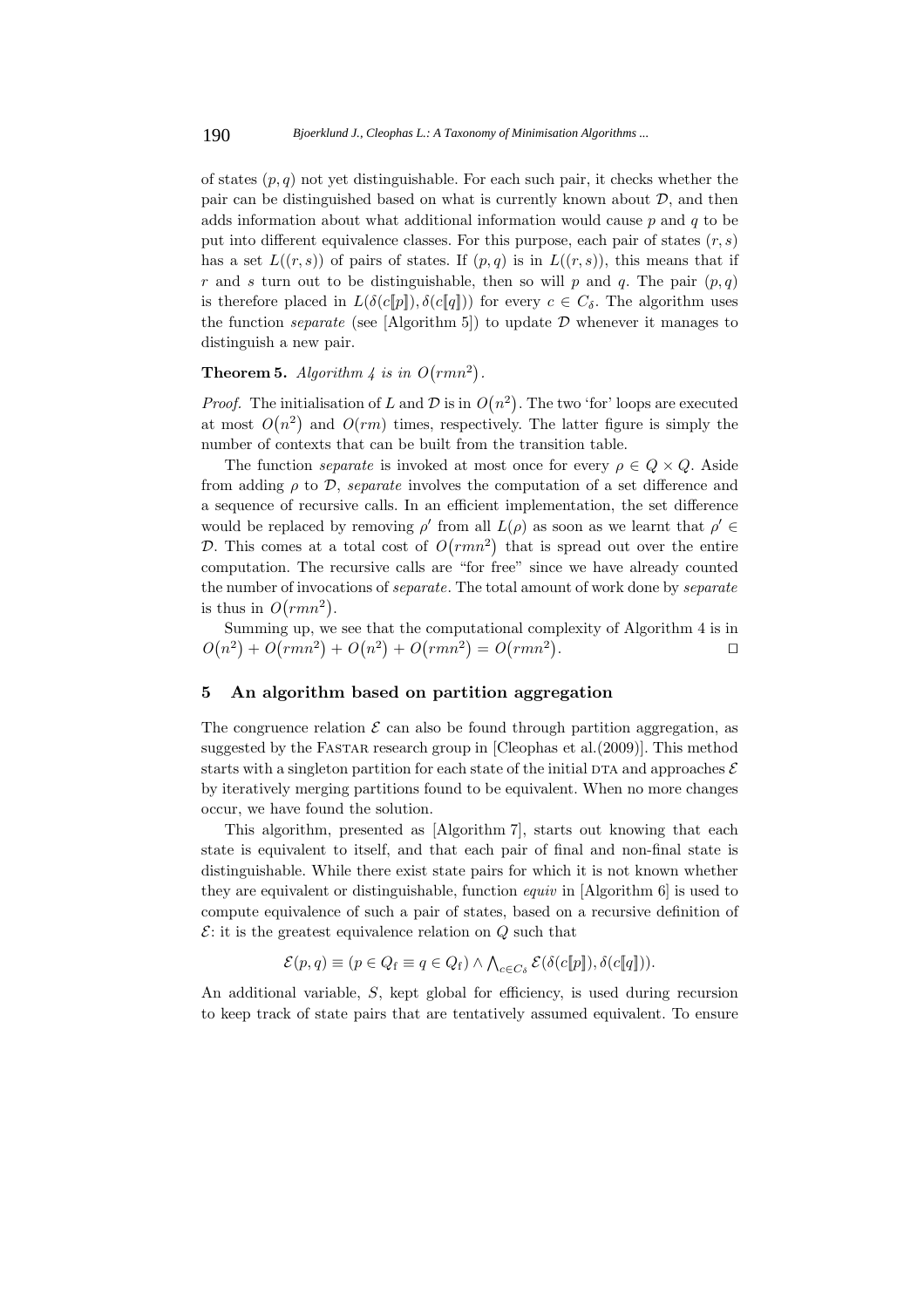of states $(p, q)$ not yet distinguishable. For each such pair, it checks whether the pair can be distinguished based on what is currently known about $\mathcal{D}$, and then adds information about what additional information would cause $p$ and $q$ to be put into different equivalence classes. For this purpose, each pair of states $(r, s)$ has a set $L((r, s))$ of pairs of states. If $(p, q)$ is in $L((r, s))$, this means that if $r$ and $s$ turn out to be distinguishable, then so will $p$ and $q$. The pair $(p, q)$ is therefore placed in $L(\delta(c[\![p]\!]), \delta(c[\![q]\!]))$ for every $c \in C_\delta$. The algorithm uses the function *separate* (see [Algorithm 5]) to update $\mathcal{D}$ whenever it manages to distinguish a new pair.

**Theorem 5.** *Algorithm 4 is in* $O(rmn^2)$.

*Proof.* The initialisation of $L$ and $\mathcal{D}$ is in $O(n^2)$. The two 'for' loops are executed at most $O(n^2)$ and $O(rm)$ times, respectively. The latter figure is simply the number of contexts that can be built from the transition table.

The function *separate* is invoked at most once for every $\rho \in Q \times Q$. Aside from adding $\rho$ to $\mathcal{D}$, *separate* involves the computation of a set difference and a sequence of recursive calls. In an efficient implementation, the set difference would be replaced by removing $\rho'$ from all $L(\rho)$ as soon as we learnt that $\rho' \in \mathcal{D}$. This comes at a total cost of $O(rmn^2)$ that is spread out over the entire computation. The recursive calls are "for free" since we have already counted the number of invocations of *separate*. The total amount of work done by *separate* is thus in $O(rmn^2)$.

Summing up, we see that the computational complexity of Algorithm 4 is in $O(n^2) + O(rmn^2) + O(n^2) + O(rmn^2) = O(rmn^2)$. ◻

## 5 An algorithm based on partition aggregation

The congruence relation $\mathcal{E}$ can also be found through partition aggregation, as suggested by the Fastar research group in [Cleophas et al.(2009)]. This method starts with a singleton partition for each state of the initial DTA and approaches $\mathcal{E}$ by iteratively merging partitions found to be equivalent. When no more changes occur, we have found the solution.

This algorithm, presented as [Algorithm 7], starts out knowing that each state is equivalent to itself, and that each pair of final and non-final state is distinguishable. While there exist state pairs for which it is not known whether they are equivalent or distinguishable, function *equiv* in [Algorithm 6] is used to compute equivalence of such a pair of states, based on a recursive definition of $\mathcal{E}$: it is the greatest equivalence relation on $Q$ such that

$$\mathcal{E}(p, q) \equiv (p \in Q_{\mathrm{f}} \equiv q \in Q_{\mathrm{f}}) \wedge \bigwedge_{c \in C_\delta} \mathcal{E}(\delta(c[\![p]\!]), \delta(c[\![q]\!])).$$

An additional variable, $S$, kept global for efficiency, is used during recursion to keep track of state pairs that are tentatively assumed equivalent. To ensure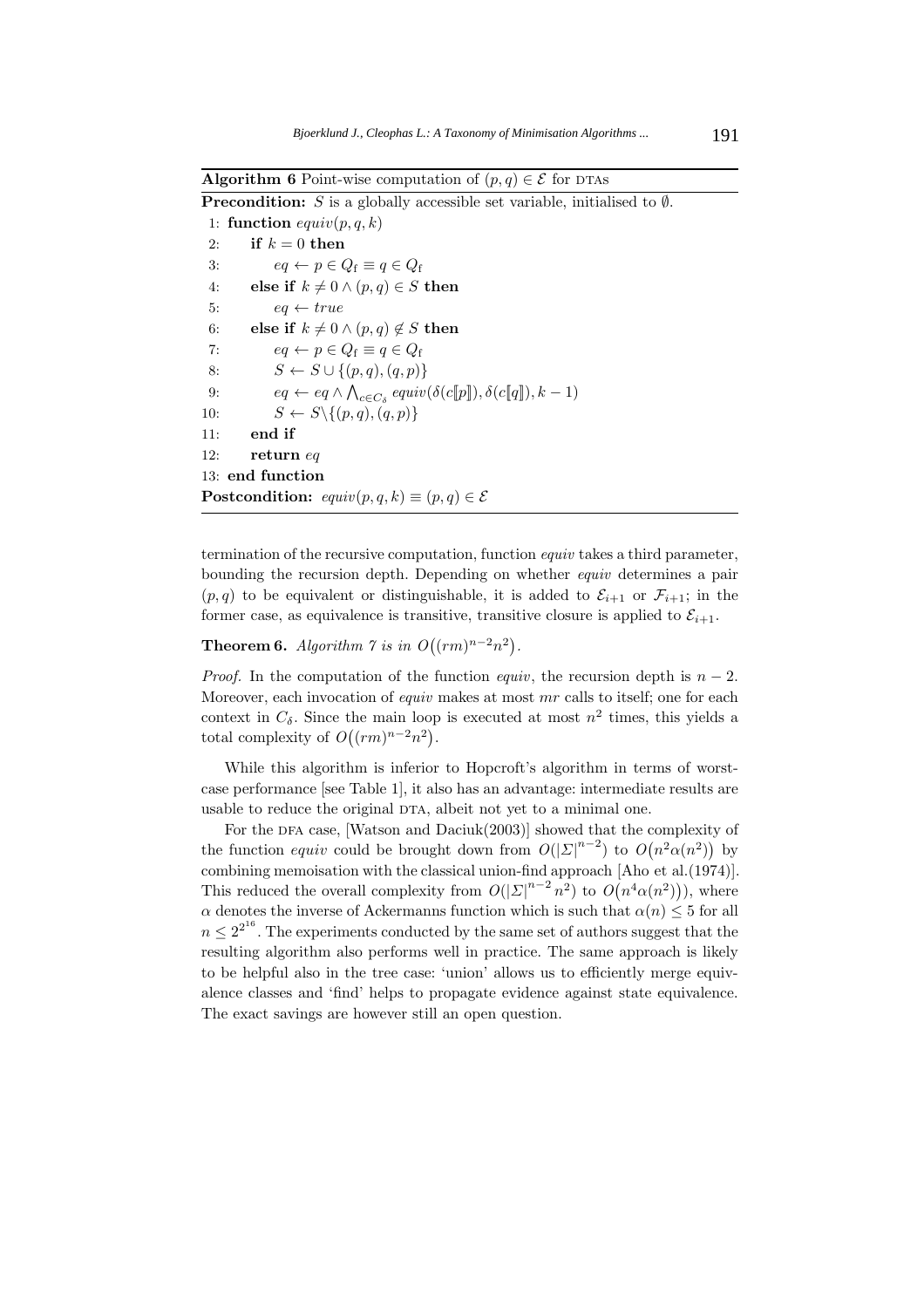**Algorithm 6** Point-wise computation of $(p, q) \in \mathcal{E}$ for DTAs

**Precondition:** $S$ is a globally accessible set variable, initialised to $\emptyset$.

```
 1: function equiv(p, q, k)
 2:     if k = 0 then
 3:         eq ← p ∈ Q_f ≡ q ∈ Q_f
 4:     else if k ≠ 0 ∧ (p, q) ∈ S then
 5:         eq ← true
 6:     else if k ≠ 0 ∧ (p, q) ∉ S then
 7:         eq ← p ∈ Q_f ≡ q ∈ Q_f
 8:         S ← S ∪ {(p, q), (q, p)}
 9:         eq ← eq ∧ ⋀_{c ∈ C_δ} equiv(δ(c⟦p⟧), δ(c⟦q⟧), k − 1)
10:         S ← S \ {(p, q), (q, p)}
11:     end if
12:     return eq
13: end function
```

**Postcondition:** $equiv(p, q, k) \equiv (p, q) \in \mathcal{E}$

termination of the recursive computation, function *equiv* takes a third parameter, bounding the recursion depth. Depending on whether *equiv* determines a pair $(p, q)$ to be equivalent or distinguishable, it is added to $\mathcal{E}_{i+1}$ or $\mathcal{F}_{i+1}$; in the former case, as equivalence is transitive, transitive closure is applied to $\mathcal{E}_{i+1}$.

**Theorem 6.** *Algorithm 7 is in* $O\big((rm)^{n-2}n^2\big)$.

*Proof.* In the computation of the function *equiv*, the recursion depth is $n - 2$. Moreover, each invocation of *equiv* makes at most $mr$ calls to itself; one for each context in $C_\delta$. Since the main loop is executed at most $n^2$ times, this yields a total complexity of $O\big((rm)^{n-2}n^2\big)$.

While this algorithm is inferior to Hopcroft's algorithm in terms of worst-case performance [see Table 1], it also has an advantage: intermediate results are usable to reduce the original DTA, albeit not yet to a minimal one.

For the DFA case, [Watson and Daciuk(2003)] showed that the complexity of the function *equiv* could be brought down from $O(|\Sigma|^{n-2})$ to $O\big(n^2\alpha(n^2)\big)$ by combining memoisation with the classical union-find approach [Aho et al.(1974)]. This reduced the overall complexity from $O(|\Sigma|^{n-2}\, n^2)$ to $O\big(n^4\alpha(n^2)\big)$, where $\alpha$ denotes the inverse of Ackermanns function which is such that $\alpha(n) \leq 5$ for all $n \leq 2^{2^{16}}$. The experiments conducted by the same set of authors suggest that the resulting algorithm also performs well in practice. The same approach is likely to be helpful also in the tree case: 'union' allows us to efficiently merge equivalence classes and 'find' helps to propagate evidence against state equivalence. The exact savings are however still an open question.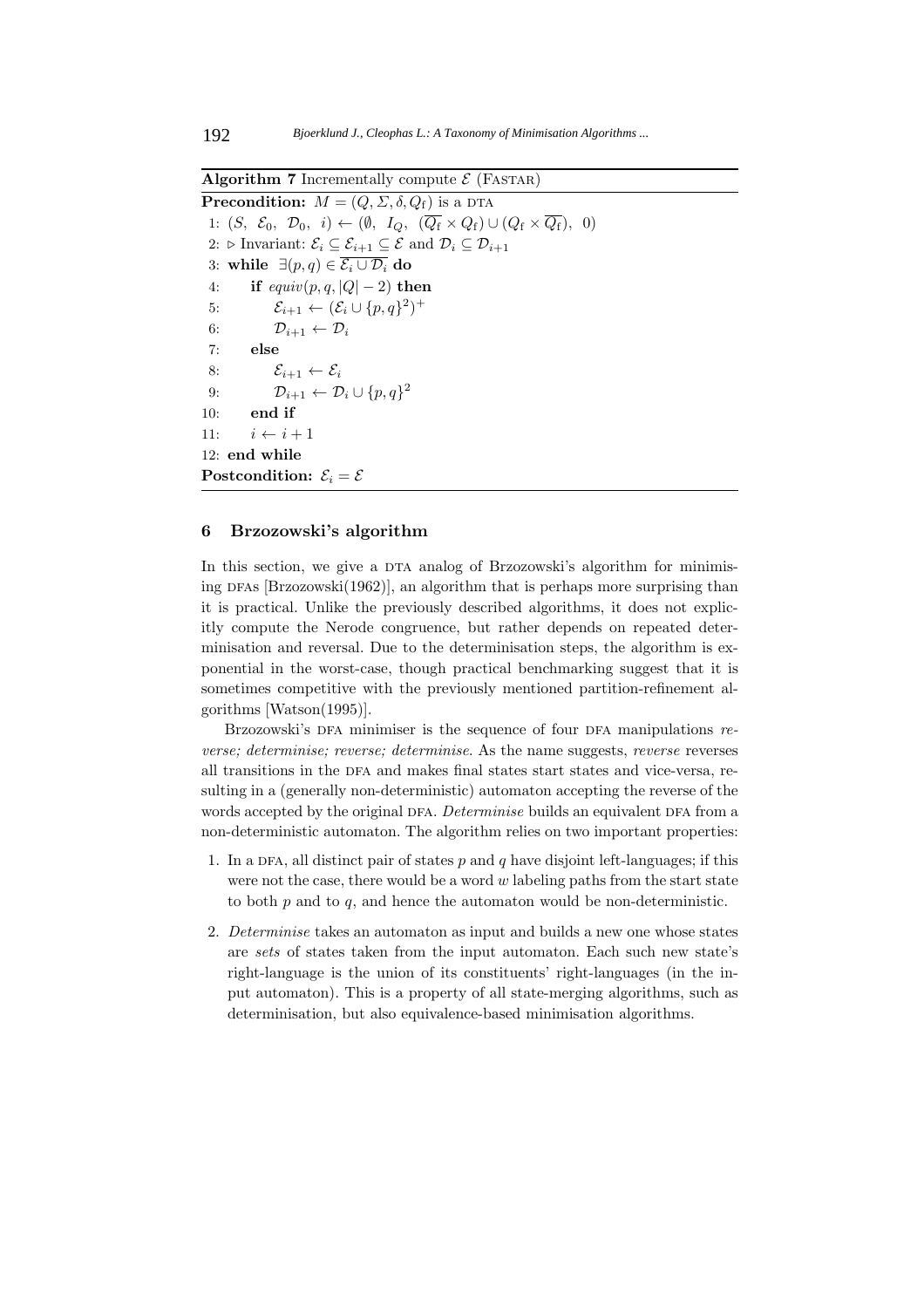**Algorithm 7** Incrementally compute $\mathcal{E}$ (FASTAR)

**Precondition:** $M = (Q, \Sigma, \delta, Q_f)$ is a DTA

```
1: (S, E_0, D_0, i) ← (∅, I_Q, (¬Q_f × Q_f) ∪ (Q_f × ¬Q_f), 0)
2: ▷ Invariant: E_i ⊆ E_{i+1} ⊆ E and D_i ⊆ D_{i+1}
3: while ∃(p, q) ∈ ¬(E_i ∪ D_i) do
4:     if equiv(p, q, |Q| − 2) then
5:         E_{i+1} ← (E_i ∪ {p, q}^2)^+
6:         D_{i+1} ← D_i
7:     else
8:         E_{i+1} ← E_i
9:         D_{i+1} ← D_i ∪ {p, q}^2
10:    end if
11:    i ← i + 1
12: end while
```

**Postcondition:** $\mathcal{E}_i = \mathcal{E}$

## 6 Brzozowski's algorithm

In this section, we give a DTA analog of Brzozowski's algorithm for minimising DFAs [Brzozowski(1962)], an algorithm that is perhaps more surprising than it is practical. Unlike the previously described algorithms, it does not explicitly compute the Nerode congruence, but rather depends on repeated determinisation and reversal. Due to the determinisation steps, the algorithm is exponential in the worst-case, though practical benchmarking suggest that it is sometimes competitive with the previously mentioned partition-refinement algorithms [Watson(1995)].

Brzozowski's DFA minimiser is the sequence of four DFA manipulations *reverse; determinise; reverse; determinise*. As the name suggests, *reverse* reverses all transitions in the DFA and makes final states start states and vice-versa, resulting in a (generally non-deterministic) automaton accepting the reverse of the words accepted by the original DFA. *Determinise* builds an equivalent DFA from a non-deterministic automaton. The algorithm relies on two important properties:

1. In a DFA, all distinct pair of states $p$ and $q$ have disjoint left-languages; if this were not the case, there would be a word $w$ labeling paths from the start state to both $p$ and to $q$, and hence the automaton would be non-deterministic.
2. *Determinise* takes an automaton as input and builds a new one whose states are *sets* of states taken from the input automaton. Each such new state's right-language is the union of its constituents' right-languages (in the input automaton). This is a property of all state-merging algorithms, such as determinisation, but also equivalence-based minimisation algorithms.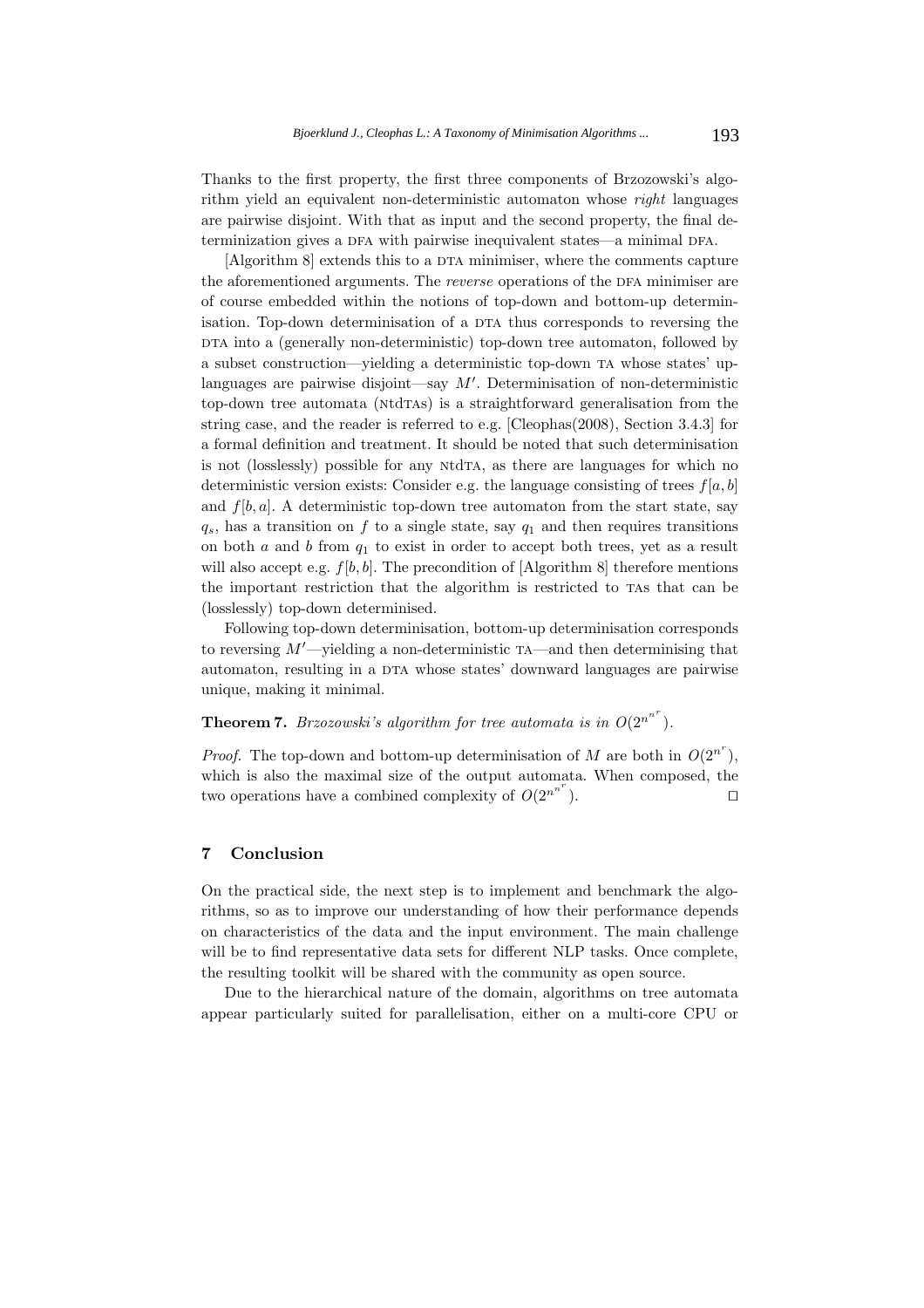Thanks to the first property, the first three components of Brzozowski's algorithm yield an equivalent non-deterministic automaton whose *right* languages are pairwise disjoint. With that as input and the second property, the final determinization gives a DFA with pairwise inequivalent states—a minimal DFA.

[Algorithm 8] extends this to a DTA minimiser, where the comments capture the aforementioned arguments. The *reverse* operations of the DFA minimiser are of course embedded within the notions of top-down and bottom-up determinisation. Top-down determinisation of a DTA thus corresponds to reversing the DTA into a (generally non-deterministic) top-down tree automaton, followed by a subset construction—yielding a deterministic top-down TA whose states' up-languages are pairwise disjoint—say $M'$. Determinisation of non-deterministic top-down tree automata (NtdTAs) is a straightforward generalisation from the string case, and the reader is referred to e.g. [Cleophas(2008), Section 3.4.3] for a formal definition and treatment. It should be noted that such determinisation is not (losslessly) possible for any NtdTA, as there are languages for which no deterministic version exists: Consider e.g. the language consisting of trees $f[a, b]$ and $f[b, a]$. A deterministic top-down tree automaton from the start state, say $q_s$, has a transition on $f$ to a single state, say $q_1$ and then requires transitions on both $a$ and $b$ from $q_1$ to exist in order to accept both trees, yet as a result will also accept e.g. $f[b, b]$. The precondition of [Algorithm 8] therefore mentions the important restriction that the algorithm is restricted to TAs that can be (losslessly) top-down determinised.

Following top-down determinisation, bottom-up determinisation corresponds to reversing $M'$—yielding a non-deterministic TA—and then determinising that automaton, resulting in a DTA whose states' downward languages are pairwise unique, making it minimal.

**Theorem 7.** *Brzozowski's algorithm for tree automata is in* $O(2^{n^{n^r}})$.

*Proof.* The top-down and bottom-up determinisation of $M$ are both in $O(2^{n^r})$, which is also the maximal size of the output automata. When composed, the two operations have a combined complexity of $O(2^{n^{n^r}})$. ◻

## 7 Conclusion

On the practical side, the next step is to implement and benchmark the algorithms, so as to improve our understanding of how their performance depends on characteristics of the data and the input environment. The main challenge will be to find representative data sets for different NLP tasks. Once complete, the resulting toolkit will be shared with the community as open source.

Due to the hierarchical nature of the domain, algorithms on tree automata appear particularly suited for parallelisation, either on a multi-core CPU or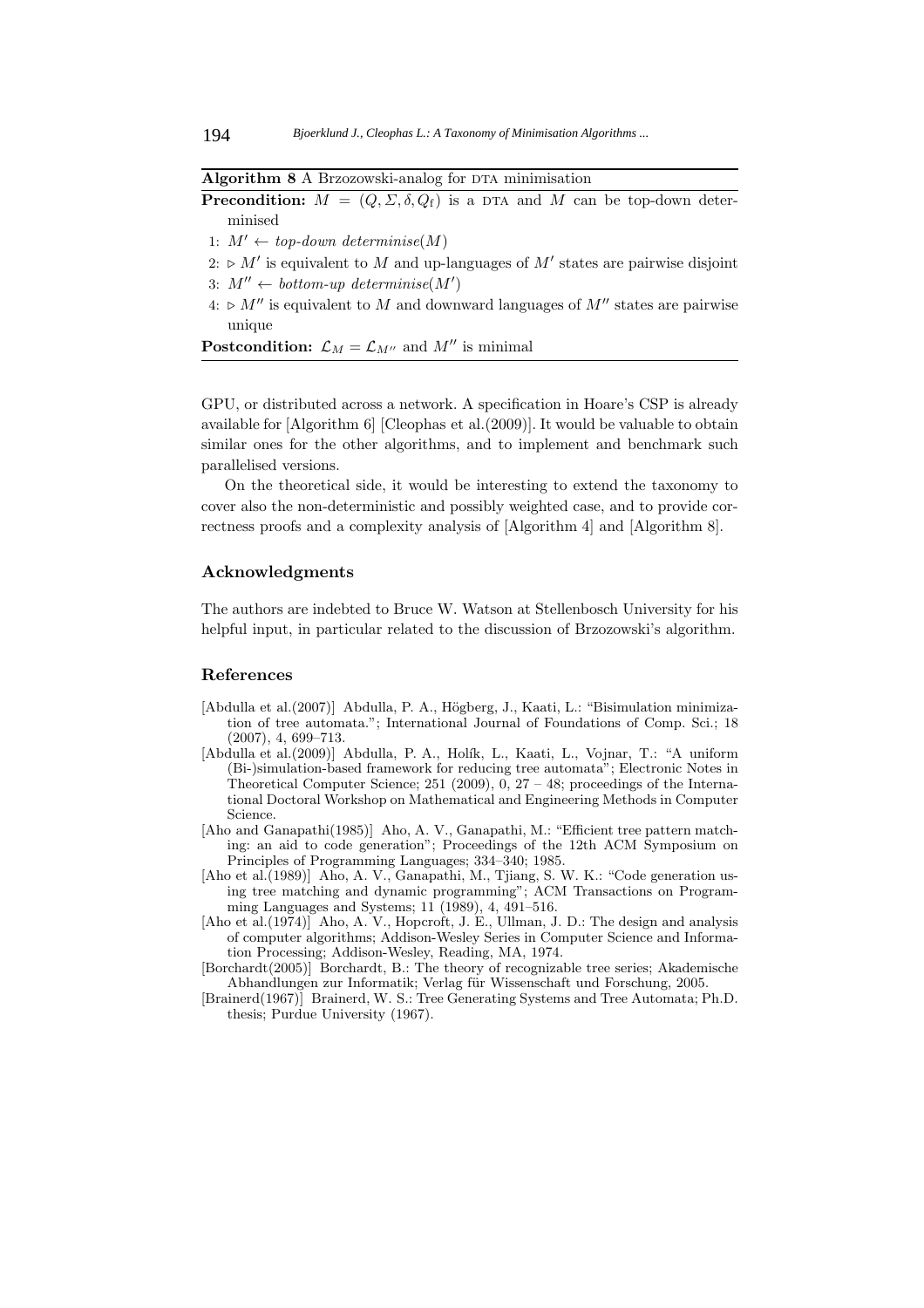**Algorithm 8** A Brzozowski-analog for DTA minimisation

**Precondition:** $M = (Q, \Sigma, \delta, Q_f)$ is a DTA and $M$ can be top-down determinised

1: $M' \leftarrow$ *top-down determinise*$(M)$
2: $\triangleright$ $M'$ is equivalent to $M$ and up-languages of $M'$ states are pairwise disjoint
3: $M'' \leftarrow$ *bottom-up determinise*$(M')$
4: $\triangleright$ $M''$ is equivalent to $M$ and downward languages of $M''$ states are pairwise unique

**Postcondition:** $\mathcal{L}_M = \mathcal{L}_{M''}$ and $M''$ is minimal

GPU, or distributed across a network. A specification in Hoare's CSP is already available for [Algorithm 6] [Cleophas et al.(2009)]. It would be valuable to obtain similar ones for the other algorithms, and to implement and benchmark such parallelised versions.

On the theoretical side, it would be interesting to extend the taxonomy to cover also the non-deterministic and possibly weighted case, and to provide correctness proofs and a complexity analysis of [Algorithm 4] and [Algorithm 8].

## Acknowledgments

The authors are indebted to Bruce W. Watson at Stellenbosch University for his helpful input, in particular related to the discussion of Brzozowski's algorithm.

## References

[Abdulla et al.(2007)] Abdulla, P. A., Högberg, J., Kaati, L.: "Bisimulation minimization of tree automata."; International Journal of Foundations of Comp. Sci.; 18 (2007), 4, 699–713.

[Abdulla et al.(2009)] Abdulla, P. A., Holík, L., Kaati, L., Vojnar, T.: "A uniform (Bi-)simulation-based framework for reducing tree automata"; Electronic Notes in Theoretical Computer Science; 251 (2009), 0, 27 – 48; proceedings of the International Doctoral Workshop on Mathematical and Engineering Methods in Computer Science.

[Aho and Ganapathi(1985)] Aho, A. V., Ganapathi, M.: "Efficient tree pattern matching: an aid to code generation"; Proceedings of the 12th ACM Symposium on Principles of Programming Languages; 334–340; 1985.

[Aho et al.(1989)] Aho, A. V., Ganapathi, M., Tjiang, S. W. K.: "Code generation using tree matching and dynamic programming"; ACM Transactions on Programming Languages and Systems; 11 (1989), 4, 491–516.

[Aho et al.(1974)] Aho, A. V., Hopcroft, J. E., Ullman, J. D.: The design and analysis of computer algorithms; Addison-Wesley Series in Computer Science and Information Processing; Addison-Wesley, Reading, MA, 1974.

[Borchardt(2005)] Borchardt, B.: The theory of recognizable tree series; Akademische Abhandlungen zur Informatik; Verlag für Wissenschaft und Forschung, 2005.

[Brainerd(1967)] Brainerd, W. S.: Tree Generating Systems and Tree Automata; Ph.D. thesis; Purdue University (1967).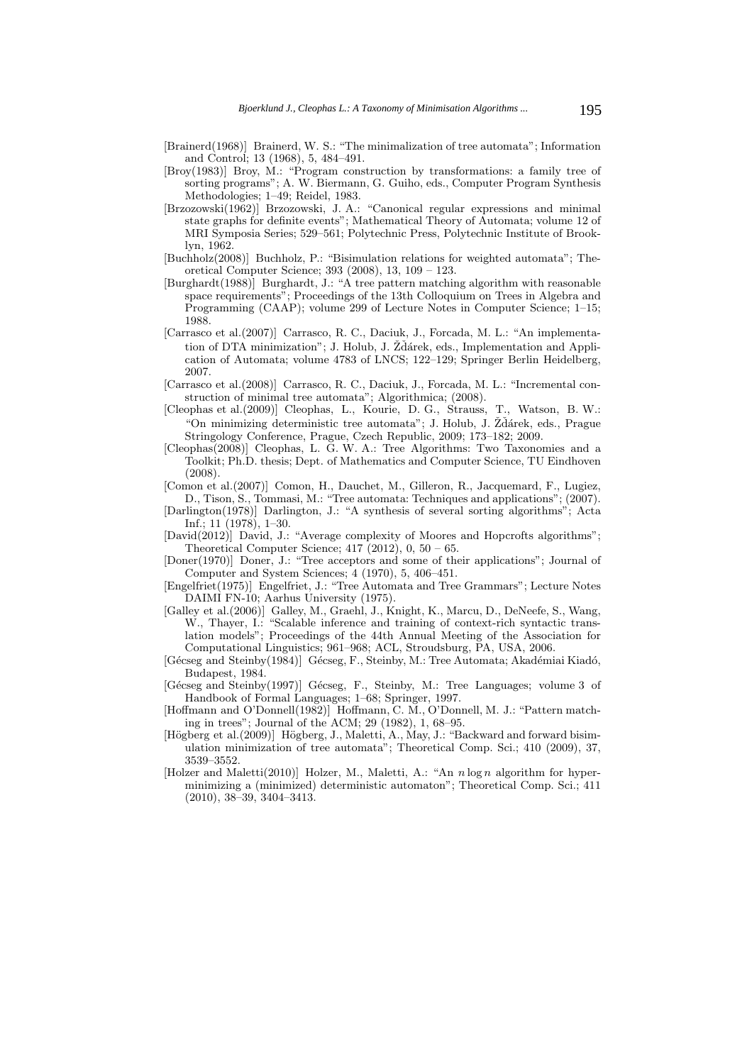[Brainerd(1968)] Brainerd, W. S.: "The minimalization of tree automata"; Information and Control; 13 (1968), 5, 484–491.

[Broy(1983)] Broy, M.: "Program construction by transformations: a family tree of sorting programs"; A. W. Biermann, G. Guiho, eds., Computer Program Synthesis Methodologies; 1–49; Reidel, 1983.

[Brzozowski(1962)] Brzozowski, J. A.: "Canonical regular expressions and minimal state graphs for definite events"; Mathematical Theory of Automata; volume 12 of MRI Symposia Series; 529–561; Polytechnic Press, Polytechnic Institute of Brooklyn, 1962.

[Buchholz(2008)] Buchholz, P.: "Bisimulation relations for weighted automata"; Theoretical Computer Science; 393 (2008), 13, 109 – 123.

[Burghardt(1988)] Burghardt, J.: "A tree pattern matching algorithm with reasonable space requirements"; Proceedings of the 13th Colloquium on Trees in Algebra and Programming (CAAP); volume 299 of Lecture Notes in Computer Science; 1–15; 1988.

[Carrasco et al.(2007)] Carrasco, R. C., Daciuk, J., Forcada, M. L.: "An implementation of DTA minimization"; J. Holub, J. Žďárek, eds., Implementation and Application of Automata; volume 4783 of LNCS; 122–129; Springer Berlin Heidelberg, 2007.

[Carrasco et al.(2008)] Carrasco, R. C., Daciuk, J., Forcada, M. L.: "Incremental construction of minimal tree automata"; Algorithmica; (2008).

[Cleophas et al.(2009)] Cleophas, L., Kourie, D. G., Strauss, T., Watson, B. W.: "On minimizing deterministic tree automata"; J. Holub, J. Žďárek, eds., Prague Stringology Conference, Prague, Czech Republic, 2009; 173–182; 2009.

[Cleophas(2008)] Cleophas, L. G. W. A.: Tree Algorithms: Two Taxonomies and a Toolkit; Ph.D. thesis; Dept. of Mathematics and Computer Science, TU Eindhoven (2008).

[Comon et al.(2007)] Comon, H., Dauchet, M., Gilleron, R., Jacquemard, F., Lugiez, D., Tison, S., Tommasi, M.: "Tree automata: Techniques and applications"; (2007).

[Darlington(1978)] Darlington, J.: "A synthesis of several sorting algorithms"; Acta Inf.; 11 (1978), 1–30.

[David(2012)] David, J.: "Average complexity of Moores and Hopcrofts algorithms"; Theoretical Computer Science; 417 (2012), 0, 50 – 65.

[Doner(1970)] Doner, J.: "Tree acceptors and some of their applications"; Journal of Computer and System Sciences; 4 (1970), 5, 406–451.

[Engelfriet(1975)] Engelfriet, J.: "Tree Automata and Tree Grammars"; Lecture Notes DAIMI FN-10; Aarhus University (1975).

[Galley et al.(2006)] Galley, M., Graehl, J., Knight, K., Marcu, D., DeNeefe, S., Wang, W., Thayer, I.: "Scalable inference and training of context-rich syntactic translation models"; Proceedings of the 44th Annual Meeting of the Association for Computational Linguistics; 961–968; ACL, Stroudsburg, PA, USA, 2006.

[Gécseg and Steinby(1984)] Gécseg, F., Steinby, M.: Tree Automata; Akadémiai Kiadó, Budapest, 1984.

[Gécseg and Steinby(1997)] Gécseg, F., Steinby, M.: Tree Languages; volume 3 of Handbook of Formal Languages; 1–68; Springer, 1997.

[Hoffmann and O'Donnell(1982)] Hoffmann, C. M., O'Donnell, M. J.: "Pattern matching in trees"; Journal of the ACM; 29 (1982), 1, 68–95.

[Högberg et al.(2009)] Högberg, J., Maletti, A., May, J.: "Backward and forward bisimulation minimization of tree automata"; Theoretical Comp. Sci.; 410 (2009), 37, 3539–3552.

[Holzer and Maletti(2010)] Holzer, M., Maletti, A.: "An $n \log n$ algorithm for hyper-minimizing a (minimized) deterministic automaton"; Theoretical Comp. Sci.; 411 (2010), 38–39, 3404–3413.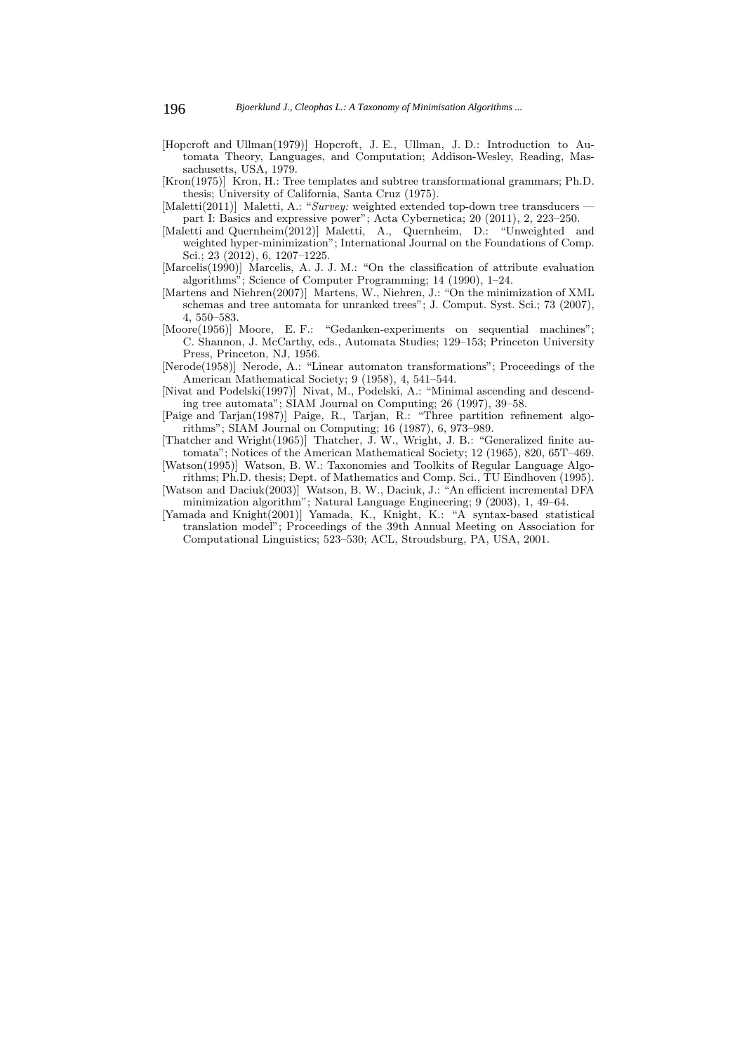[Hopcroft and Ullman(1979)] Hopcroft, J. E., Ullman, J. D.: Introduction to Automata Theory, Languages, and Computation; Addison-Wesley, Reading, Massachusetts, USA, 1979.

[Kron(1975)] Kron, H.: Tree templates and subtree transformational grammars; Ph.D. thesis; University of California, Santa Cruz (1975).

[Maletti(2011)] Maletti, A.: "*Survey:* weighted extended top-down tree transducers — part I: Basics and expressive power"; Acta Cybernetica; 20 (2011), 2, 223–250.

[Maletti and Quernheim(2012)] Maletti, A., Quernheim, D.: "Unweighted and weighted hyper-minimization"; International Journal on the Foundations of Comp. Sci.; 23 (2012), 6, 1207–1225.

[Marcelis(1990)] Marcelis, A. J. J. M.: "On the classification of attribute evaluation algorithms"; Science of Computer Programming; 14 (1990), 1–24.

[Martens and Niehren(2007)] Martens, W., Niehren, J.: "On the minimization of XML schemas and tree automata for unranked trees"; J. Comput. Syst. Sci.; 73 (2007), 4, 550–583.

[Moore(1956)] Moore, E. F.: "Gedanken-experiments on sequential machines"; C. Shannon, J. McCarthy, eds., Automata Studies; 129–153; Princeton University Press, Princeton, NJ, 1956.

[Nerode(1958)] Nerode, A.: "Linear automaton transformations"; Proceedings of the American Mathematical Society; 9 (1958), 4, 541–544.

[Nivat and Podelski(1997)] Nivat, M., Podelski, A.: "Minimal ascending and descending tree automata"; SIAM Journal on Computing; 26 (1997), 39–58.

[Paige and Tarjan(1987)] Paige, R., Tarjan, R.: "Three partition refinement algorithms"; SIAM Journal on Computing; 16 (1987), 6, 973–989.

[Thatcher and Wright(1965)] Thatcher, J. W., Wright, J. B.: "Generalized finite automata"; Notices of the American Mathematical Society; 12 (1965), 820, 65T–469.

[Watson(1995)] Watson, B. W.: Taxonomies and Toolkits of Regular Language Algorithms; Ph.D. thesis; Dept. of Mathematics and Comp. Sci., TU Eindhoven (1995).

[Watson and Daciuk(2003)] Watson, B. W., Daciuk, J.: "An efficient incremental DFA minimization algorithm"; Natural Language Engineering; 9 (2003), 1, 49–64.

[Yamada and Knight(2001)] Yamada, K., Knight, K.: "A syntax-based statistical translation model"; Proceedings of the 39th Annual Meeting on Association for Computational Linguistics; 523–530; ACL, Stroudsburg, PA, USA, 2001.